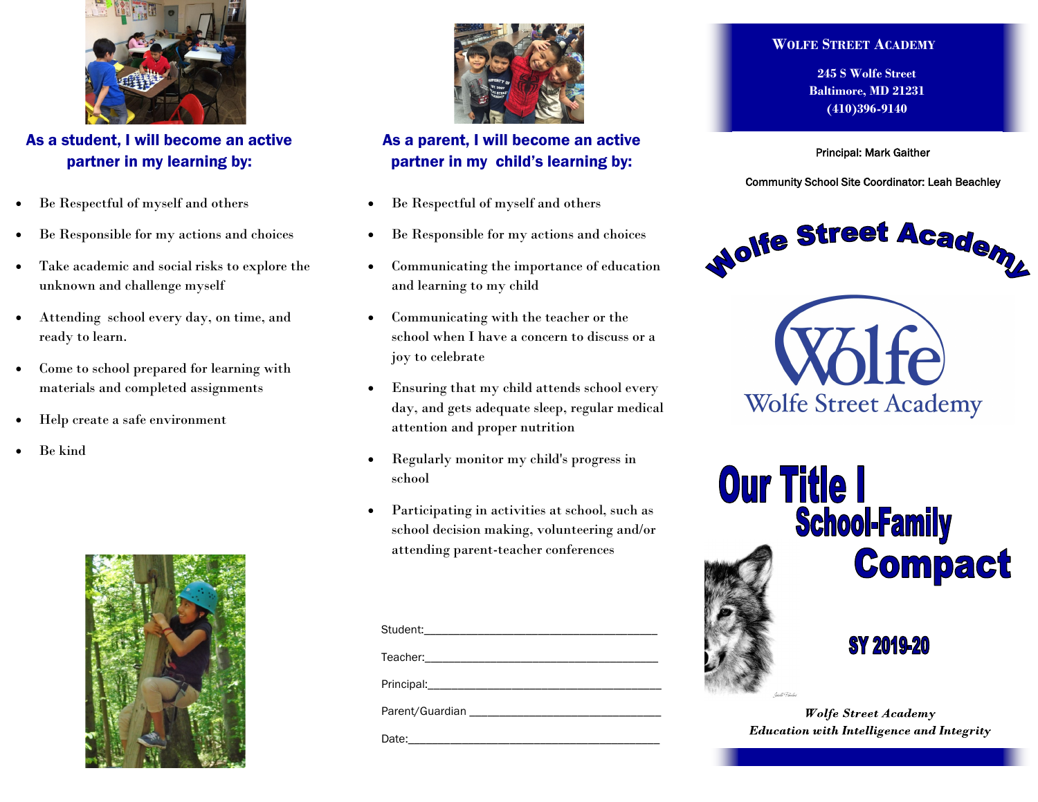## As a student, I will become an active partner in my learning by:

- Be Respectful of myself and others
- Be Responsible for my actions and choices
- Take academic and social risks to explore the unknown and challenge myself
- Attending school every day, on time, and ready to learn.
- Come to school prepared for learning with materials and completed assignments
- Help create a safe environment
- Be kind

## As a parent, I will become an active partner in my child's learning by:

- Be Respectful of myself and others
- Be Responsible for my actions and choices
- Communicating the importance of education and learning to my child
- Communicating with the teacher or the school when I have a concern to discuss or a joy to celebrate
- Ensuring that my child attends school every day, and gets adequate sleep, regular medical attention and proper nutrition
- Regularly monitor my child's progress in school
- Participating in activities at school, such as school decision making, volunteering and/or attending parent-teacher conferences

Student:_______________________________________

Teacher:_______________________________________

Principal:_______________________________________

Parent/Guardian _________________________________

Date:__________________________________________

**WOLFE STREET ACADEMY**

**245 S Wolfe Street**
**Baltimore, MD 21231**
**(410)396-9140**

Principal: Mark Gaither

Community School Site Coordinator: Leah Beachley

**Wolfe Street Academy**

Wolfe
Wolfe Street Academy

# Our Title I School-Family Compact

**SY 2019-20**

***Wolfe Street Academy***
***Education with Intelligence and Integrity***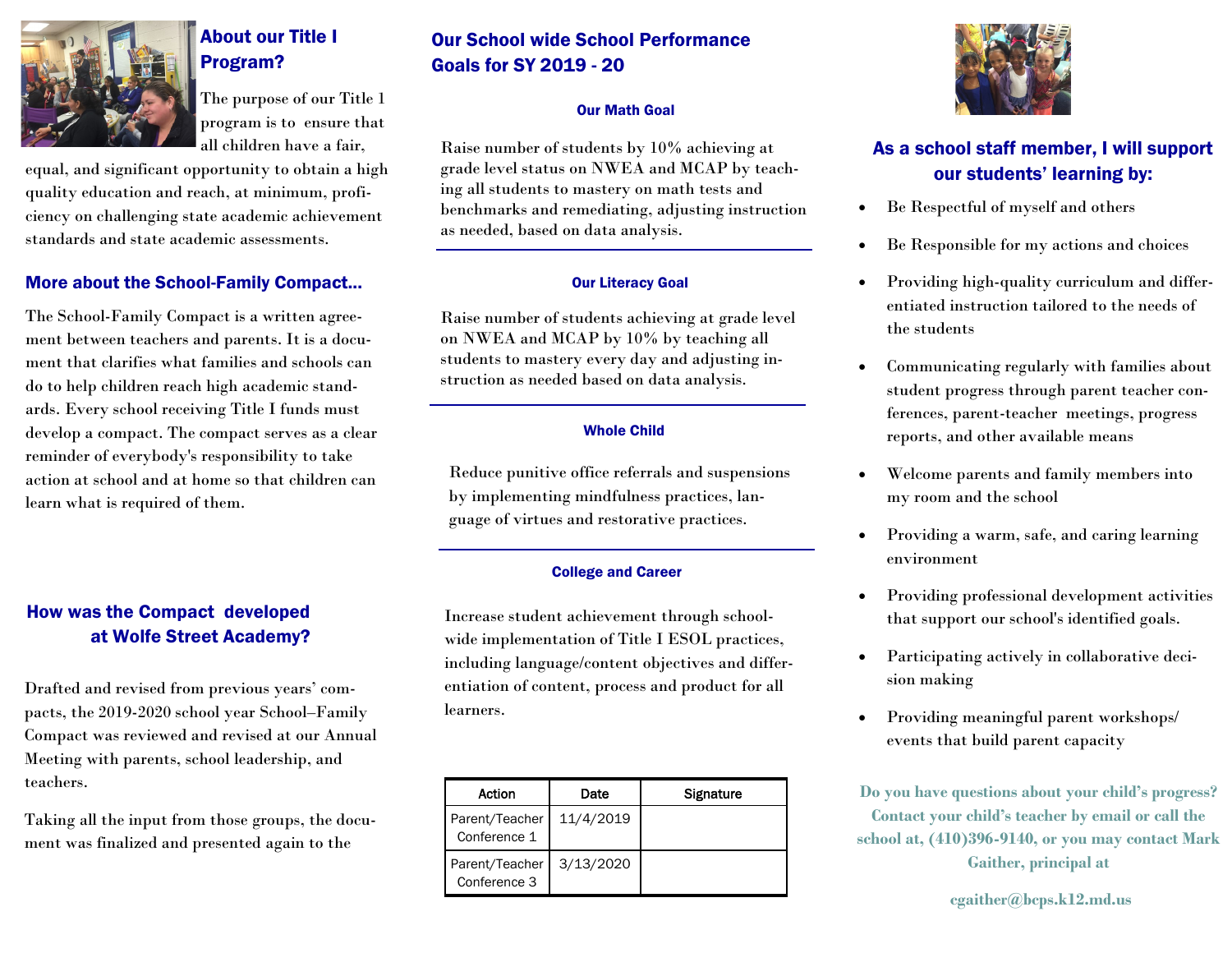## About our Title I Program?

The purpose of our Title 1 program is to ensure that all children have a fair, equal, and significant opportunity to obtain a high quality education and reach, at minimum, proficiency on challenging state academic achievement standards and state academic assessments.

## More about the School-Family Compact…

The School-Family Compact is a written agreement between teachers and parents. It is a document that clarifies what families and schools can do to help children reach high academic standards. Every school receiving Title I funds must develop a compact. The compact serves as a clear reminder of everybody's responsibility to take action at school and at home so that children can learn what is required of them.

## How was the Compact developed at Wolfe Street Academy?

Drafted and revised from previous years' compacts, the 2019-2020 school year School–Family Compact was reviewed and revised at our Annual Meeting with parents, school leadership, and teachers.

Taking all the input from those groups, the document was finalized and presented again to the

## Our School wide School Performance Goals for SY 2019 - 20

### Our Math Goal

Raise number of students by 10% achieving at grade level status on NWEA and MCAP by teaching all students to mastery on math tests and benchmarks and remediating, adjusting instruction as needed, based on data analysis.

### Our Literacy Goal

Raise number of students achieving at grade level on NWEA and MCAP by 10% by teaching all students to mastery every day and adjusting instruction as needed based on data analysis.

### Whole Child

Reduce punitive office referrals and suspensions by implementing mindfulness practices, language of virtues and restorative practices.

### College and Career

Increase student achievement through schoolwide implementation of Title I ESOL practices, including language/content objectives and differentiation of content, process and product for all learners.

| Action | Date | Signature |
|---|---|---|
| Parent/Teacher Conference 1 | 11/4/2019 | |
| Parent/Teacher Conference 3 | 3/13/2020 | |

## As a school staff member, I will support our students' learning by:

- Be Respectful of myself and others
- Be Responsible for my actions and choices
- Providing high-quality curriculum and differentiated instruction tailored to the needs of the students
- Communicating regularly with families about student progress through parent teacher conferences, parent-teacher meetings, progress reports, and other available means
- Welcome parents and family members into my room and the school
- Providing a warm, safe, and caring learning environment
- Providing professional development activities that support our school's identified goals.
- Participating actively in collaborative decision making
- Providing meaningful parent workshops/ events that build parent capacity

**Do you have questions about your child's progress? Contact your child's teacher by email or call the school at, (410)396-9140, or you may contact Mark Gaither, principal at**

**cgaither@bcps.k12.md.us**